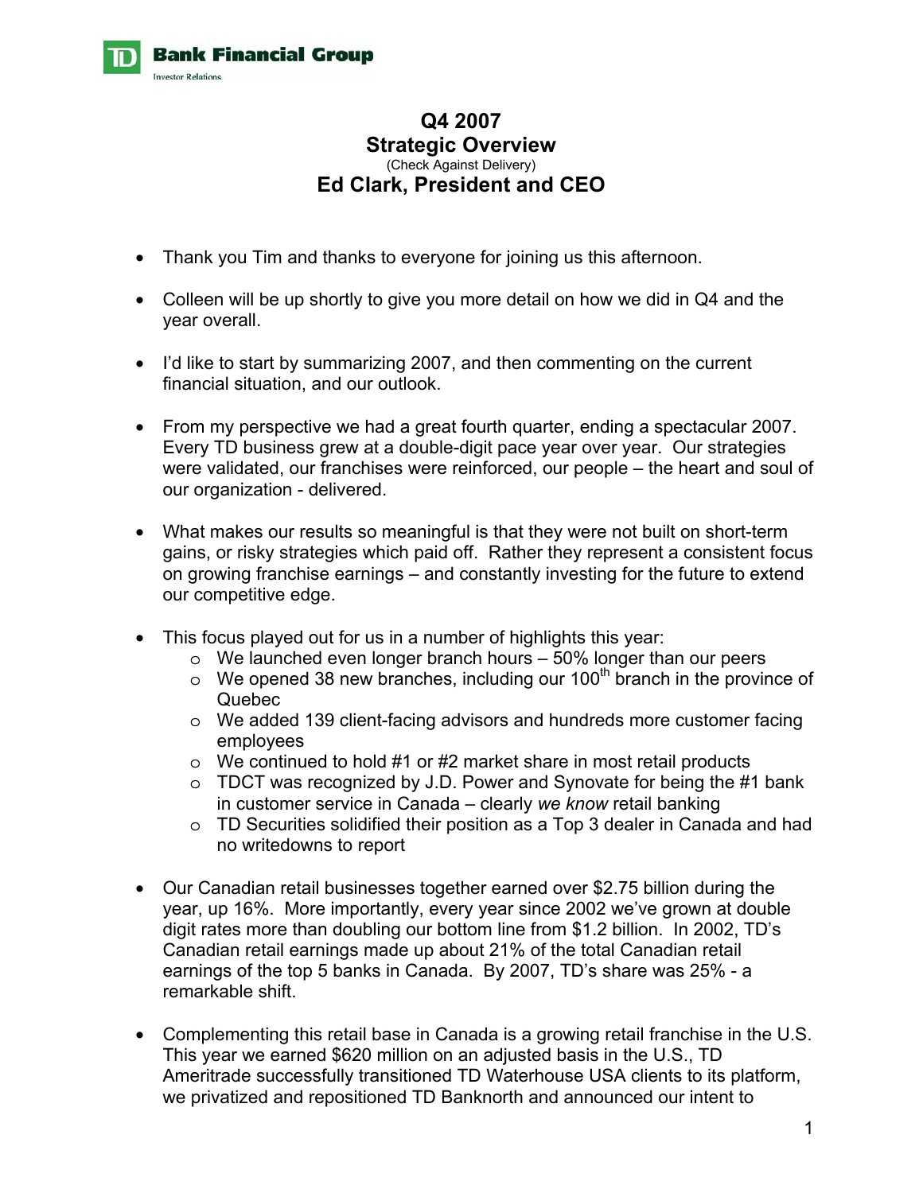**TD Bank Financial Group**
Investor Relations

# Q4 2007
# Strategic Overview
(Check Against Delivery)
## Ed Clark, President and CEO

- Thank you Tim and thanks to everyone for joining us this afternoon.

- Colleen will be up shortly to give you more detail on how we did in Q4 and the year overall.

- I'd like to start by summarizing 2007, and then commenting on the current financial situation, and our outlook.

- From my perspective we had a great fourth quarter, ending a spectacular 2007. Every TD business grew at a double-digit pace year over year. Our strategies were validated, our franchises were reinforced, our people – the heart and soul of our organization - delivered.

- What makes our results so meaningful is that they were not built on short-term gains, or risky strategies which paid off. Rather they represent a consistent focus on growing franchise earnings – and constantly investing for the future to extend our competitive edge.

- This focus played out for us in a number of highlights this year:
  - We launched even longer branch hours – 50% longer than our peers
  - We opened 38 new branches, including our 100th branch in the province of Quebec
  - We added 139 client-facing advisors and hundreds more customer facing employees
  - We continued to hold #1 or #2 market share in most retail products
  - TDCT was recognized by J.D. Power and Synovate for being the #1 bank in customer service in Canada – clearly *we know* retail banking
  - TD Securities solidified their position as a Top 3 dealer in Canada and had no writedowns to report

- Our Canadian retail businesses together earned over $2.75 billion during the year, up 16%. More importantly, every year since 2002 we've grown at double digit rates more than doubling our bottom line from $1.2 billion. In 2002, TD's Canadian retail earnings made up about 21% of the total Canadian retail earnings of the top 5 banks in Canada. By 2007, TD's share was 25% - a remarkable shift.

- Complementing this retail base in Canada is a growing retail franchise in the U.S. This year we earned $620 million on an adjusted basis in the U.S., TD Ameritrade successfully transitioned TD Waterhouse USA clients to its platform, we privatized and repositioned TD Banknorth and announced our intent to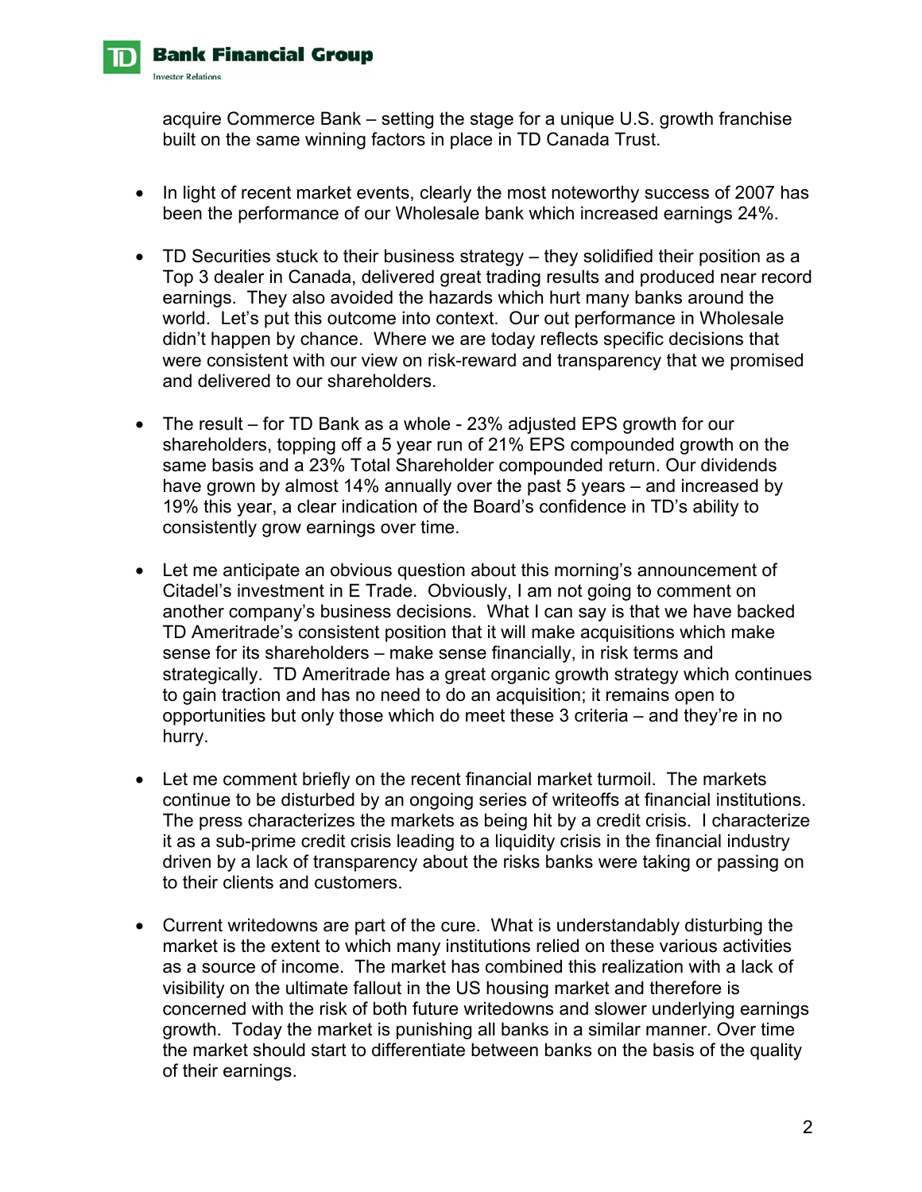acquire Commerce Bank – setting the stage for a unique U.S. growth franchise built on the same winning factors in place in TD Canada Trust.

- In light of recent market events, clearly the most noteworthy success of 2007 has been the performance of our Wholesale bank which increased earnings 24%.

- TD Securities stuck to their business strategy – they solidified their position as a Top 3 dealer in Canada, delivered great trading results and produced near record earnings. They also avoided the hazards which hurt many banks around the world. Let's put this outcome into context. Our out performance in Wholesale didn't happen by chance. Where we are today reflects specific decisions that were consistent with our view on risk-reward and transparency that we promised and delivered to our shareholders.

- The result – for TD Bank as a whole - 23% adjusted EPS growth for our shareholders, topping off a 5 year run of 21% EPS compounded growth on the same basis and a 23% Total Shareholder compounded return. Our dividends have grown by almost 14% annually over the past 5 years – and increased by 19% this year, a clear indication of the Board's confidence in TD's ability to consistently grow earnings over time.

- Let me anticipate an obvious question about this morning's announcement of Citadel's investment in E Trade. Obviously, I am not going to comment on another company's business decisions. What I can say is that we have backed TD Ameritrade's consistent position that it will make acquisitions which make sense for its shareholders – make sense financially, in risk terms and strategically. TD Ameritrade has a great organic growth strategy which continues to gain traction and has no need to do an acquisition; it remains open to opportunities but only those which do meet these 3 criteria – and they're in no hurry.

- Let me comment briefly on the recent financial market turmoil. The markets continue to be disturbed by an ongoing series of writeoffs at financial institutions. The press characterizes the markets as being hit by a credit crisis. I characterize it as a sub-prime credit crisis leading to a liquidity crisis in the financial industry driven by a lack of transparency about the risks banks were taking or passing on to their clients and customers.

- Current writedowns are part of the cure. What is understandably disturbing the market is the extent to which many institutions relied on these various activities as a source of income. The market has combined this realization with a lack of visibility on the ultimate fallout in the US housing market and therefore is concerned with the risk of both future writedowns and slower underlying earnings growth. Today the market is punishing all banks in a similar manner. Over time the market should start to differentiate between banks on the basis of the quality of their earnings.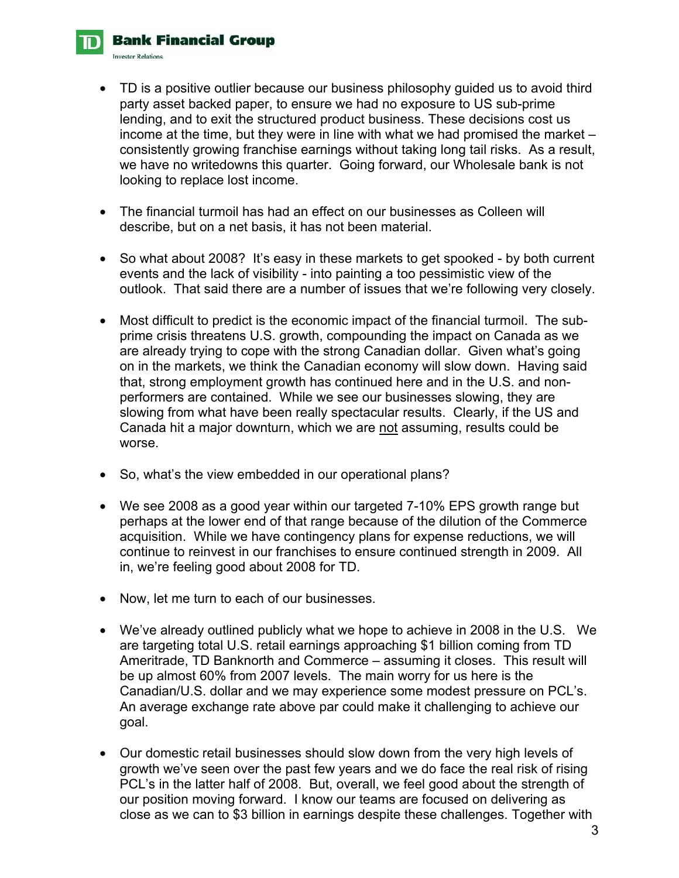- TD is a positive outlier because our business philosophy guided us to avoid third party asset backed paper, to ensure we had no exposure to US sub-prime lending, and to exit the structured product business. These decisions cost us income at the time, but they were in line with what we had promised the market – consistently growing franchise earnings without taking long tail risks. As a result, we have no writedowns this quarter. Going forward, our Wholesale bank is not looking to replace lost income.

- The financial turmoil has had an effect on our businesses as Colleen will describe, but on a net basis, it has not been material.

- So what about 2008? It's easy in these markets to get spooked - by both current events and the lack of visibility - into painting a too pessimistic view of the outlook. That said there are a number of issues that we're following very closely.

- Most difficult to predict is the economic impact of the financial turmoil. The sub-prime crisis threatens U.S. growth, compounding the impact on Canada as we are already trying to cope with the strong Canadian dollar. Given what's going on in the markets, we think the Canadian economy will slow down. Having said that, strong employment growth has continued here and in the U.S. and non-performers are contained. While we see our businesses slowing, they are slowing from what have been really spectacular results. Clearly, if the US and Canada hit a major downturn, which we are <u>not</u> assuming, results could be worse.

- So, what's the view embedded in our operational plans?

- We see 2008 as a good year within our targeted 7-10% EPS growth range but perhaps at the lower end of that range because of the dilution of the Commerce acquisition. While we have contingency plans for expense reductions, we will continue to reinvest in our franchises to ensure continued strength in 2009. All in, we're feeling good about 2008 for TD.

- Now, let me turn to each of our businesses.

- We've already outlined publicly what we hope to achieve in 2008 in the U.S. We are targeting total U.S. retail earnings approaching $1 billion coming from TD Ameritrade, TD Banknorth and Commerce – assuming it closes. This result will be up almost 60% from 2007 levels. The main worry for us here is the Canadian/U.S. dollar and we may experience some modest pressure on PCL's. An average exchange rate above par could make it challenging to achieve our goal.

- Our domestic retail businesses should slow down from the very high levels of growth we've seen over the past few years and we do face the real risk of rising PCL's in the latter half of 2008. But, overall, we feel good about the strength of our position moving forward. I know our teams are focused on delivering as close as we can to $3 billion in earnings despite these challenges. Together with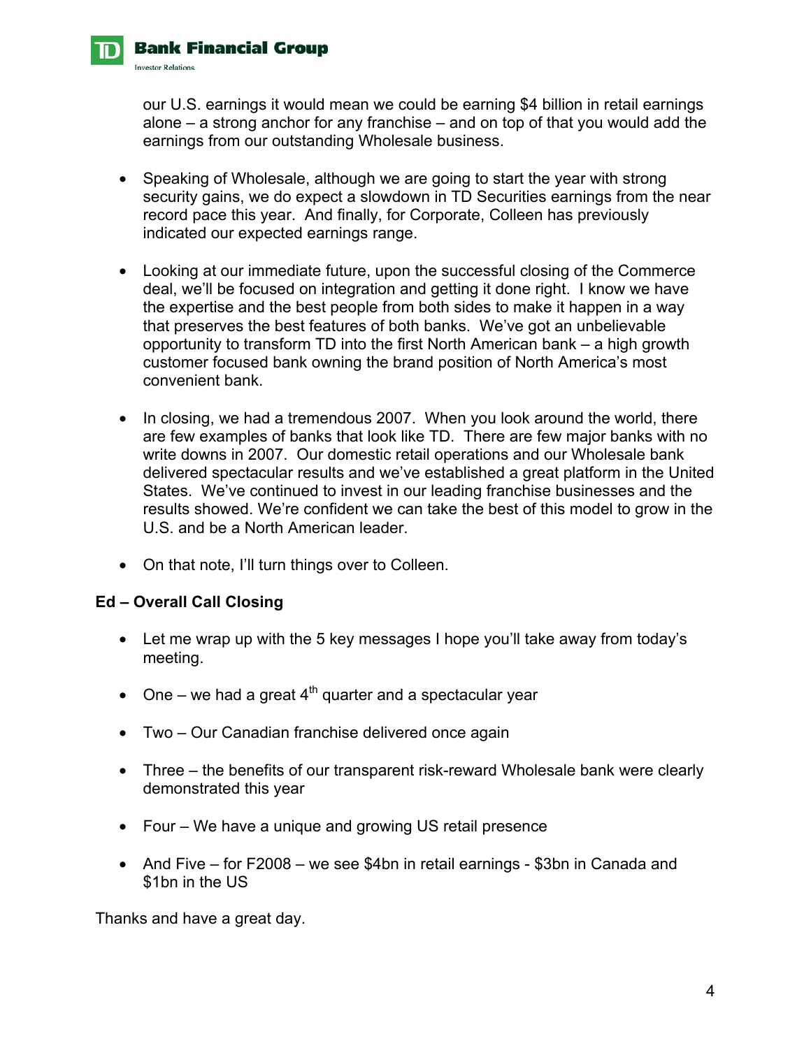our U.S. earnings it would mean we could be earning $4 billion in retail earnings alone – a strong anchor for any franchise – and on top of that you would add the earnings from our outstanding Wholesale business.

- Speaking of Wholesale, although we are going to start the year with strong security gains, we do expect a slowdown in TD Securities earnings from the near record pace this year. And finally, for Corporate, Colleen has previously indicated our expected earnings range.

- Looking at our immediate future, upon the successful closing of the Commerce deal, we'll be focused on integration and getting it done right. I know we have the expertise and the best people from both sides to make it happen in a way that preserves the best features of both banks. We've got an unbelievable opportunity to transform TD into the first North American bank – a high growth customer focused bank owning the brand position of North America's most convenient bank.

- In closing, we had a tremendous 2007. When you look around the world, there are few examples of banks that look like TD. There are few major banks with no write downs in 2007. Our domestic retail operations and our Wholesale bank delivered spectacular results and we've established a great platform in the United States. We've continued to invest in our leading franchise businesses and the results showed. We're confident we can take the best of this model to grow in the U.S. and be a North American leader.

- On that note, I'll turn things over to Colleen.

**Ed – Overall Call Closing**

- Let me wrap up with the 5 key messages I hope you'll take away from today's meeting.

- One – we had a great 4th quarter and a spectacular year

- Two – Our Canadian franchise delivered once again

- Three – the benefits of our transparent risk-reward Wholesale bank were clearly demonstrated this year

- Four – We have a unique and growing US retail presence

- And Five – for F2008 – we see $4bn in retail earnings - $3bn in Canada and $1bn in the US

Thanks and have a great day.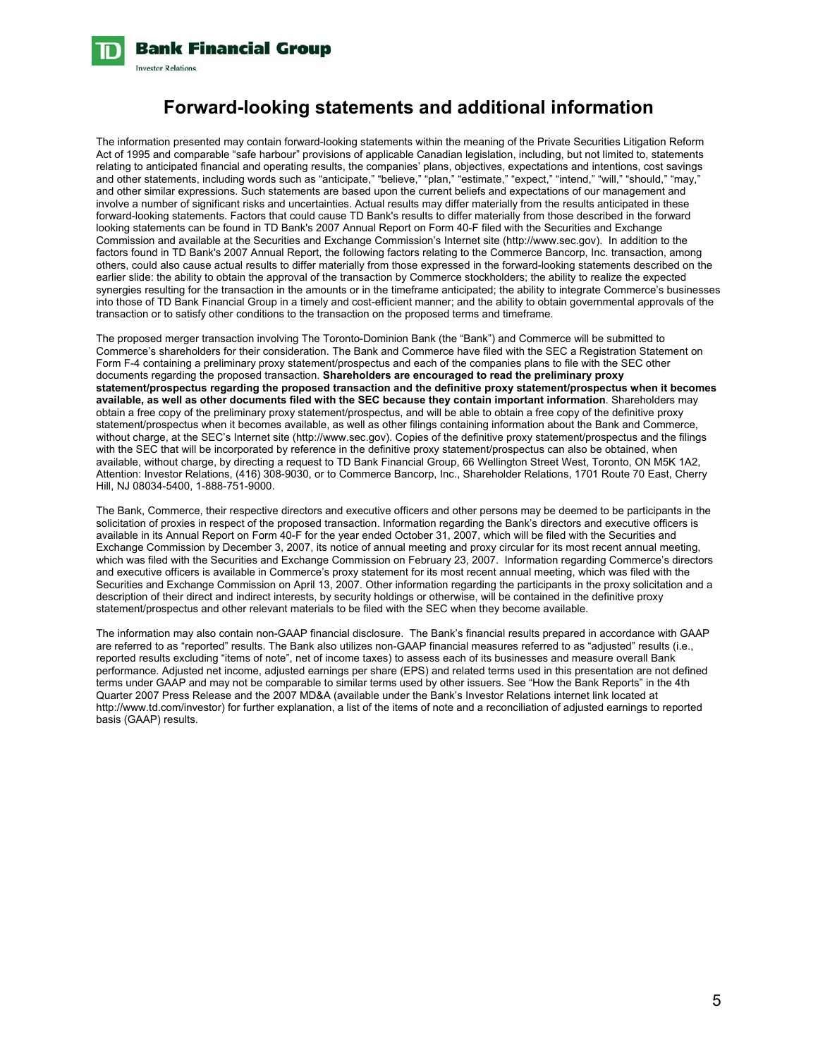# Forward-looking statements and additional information

The information presented may contain forward-looking statements within the meaning of the Private Securities Litigation Reform Act of 1995 and comparable "safe harbour" provisions of applicable Canadian legislation, including, but not limited to, statements relating to anticipated financial and operating results, the companies' plans, objectives, expectations and intentions, cost savings and other statements, including words such as "anticipate," "believe," "plan," "estimate," "expect," "intend," "will," "should," "may," and other similar expressions. Such statements are based upon the current beliefs and expectations of our management and involve a number of significant risks and uncertainties. Actual results may differ materially from the results anticipated in these forward-looking statements. Factors that could cause TD Bank's results to differ materially from those described in the forward looking statements can be found in TD Bank's 2007 Annual Report on Form 40-F filed with the Securities and Exchange Commission and available at the Securities and Exchange Commission's Internet site (http://www.sec.gov). In addition to the factors found in TD Bank's 2007 Annual Report, the following factors relating to the Commerce Bancorp, Inc. transaction, among others, could also cause actual results to differ materially from those expressed in the forward-looking statements described on the earlier slide: the ability to obtain the approval of the transaction by Commerce stockholders; the ability to realize the expected synergies resulting for the transaction in the amounts or in the timeframe anticipated; the ability to integrate Commerce's businesses into those of TD Bank Financial Group in a timely and cost-efficient manner; and the ability to obtain governmental approvals of the transaction or to satisfy other conditions to the transaction on the proposed terms and timeframe.

The proposed merger transaction involving The Toronto-Dominion Bank (the "Bank") and Commerce will be submitted to Commerce's shareholders for their consideration. The Bank and Commerce have filed with the SEC a Registration Statement on Form F-4 containing a preliminary proxy statement/prospectus and each of the companies plans to file with the SEC other documents regarding the proposed transaction. **Shareholders are encouraged to read the preliminary proxy statement/prospectus regarding the proposed transaction and the definitive proxy statement/prospectus when it becomes available, as well as other documents filed with the SEC because they contain important information**. Shareholders may obtain a free copy of the preliminary proxy statement/prospectus, and will be able to obtain a free copy of the definitive proxy statement/prospectus when it becomes available, as well as other filings containing information about the Bank and Commerce, without charge, at the SEC's Internet site (http://www.sec.gov). Copies of the definitive proxy statement/prospectus and the filings with the SEC that will be incorporated by reference in the definitive proxy statement/prospectus can also be obtained, when available, without charge, by directing a request to TD Bank Financial Group, 66 Wellington Street West, Toronto, ON M5K 1A2, Attention: Investor Relations, (416) 308-9030, or to Commerce Bancorp, Inc., Shareholder Relations, 1701 Route 70 East, Cherry Hill, NJ 08034-5400, 1-888-751-9000.

The Bank, Commerce, their respective directors and executive officers and other persons may be deemed to be participants in the solicitation of proxies in respect of the proposed transaction. Information regarding the Bank's directors and executive officers is available in its Annual Report on Form 40-F for the year ended October 31, 2007, which will be filed with the Securities and Exchange Commission by December 3, 2007, its notice of annual meeting and proxy circular for its most recent annual meeting, which was filed with the Securities and Exchange Commission on February 23, 2007. Information regarding Commerce's directors and executive officers is available in Commerce's proxy statement for its most recent annual meeting, which was filed with the Securities and Exchange Commission on April 13, 2007. Other information regarding the participants in the proxy solicitation and a description of their direct and indirect interests, by security holdings or otherwise, will be contained in the definitive proxy statement/prospectus and other relevant materials to be filed with the SEC when they become available.

The information may also contain non-GAAP financial disclosure. The Bank's financial results prepared in accordance with GAAP are referred to as "reported" results. The Bank also utilizes non-GAAP financial measures referred to as "adjusted" results (i.e., reported results excluding "items of note", net of income taxes) to assess each of its businesses and measure overall Bank performance. Adjusted net income, adjusted earnings per share (EPS) and related terms used in this presentation are not defined terms under GAAP and may not be comparable to similar terms used by other issuers. See "How the Bank Reports" in the 4th Quarter 2007 Press Release and the 2007 MD&A (available under the Bank's Investor Relations internet link located at http://www.td.com/investor) for further explanation, a list of the items of note and a reconciliation of adjusted earnings to reported basis (GAAP) results.